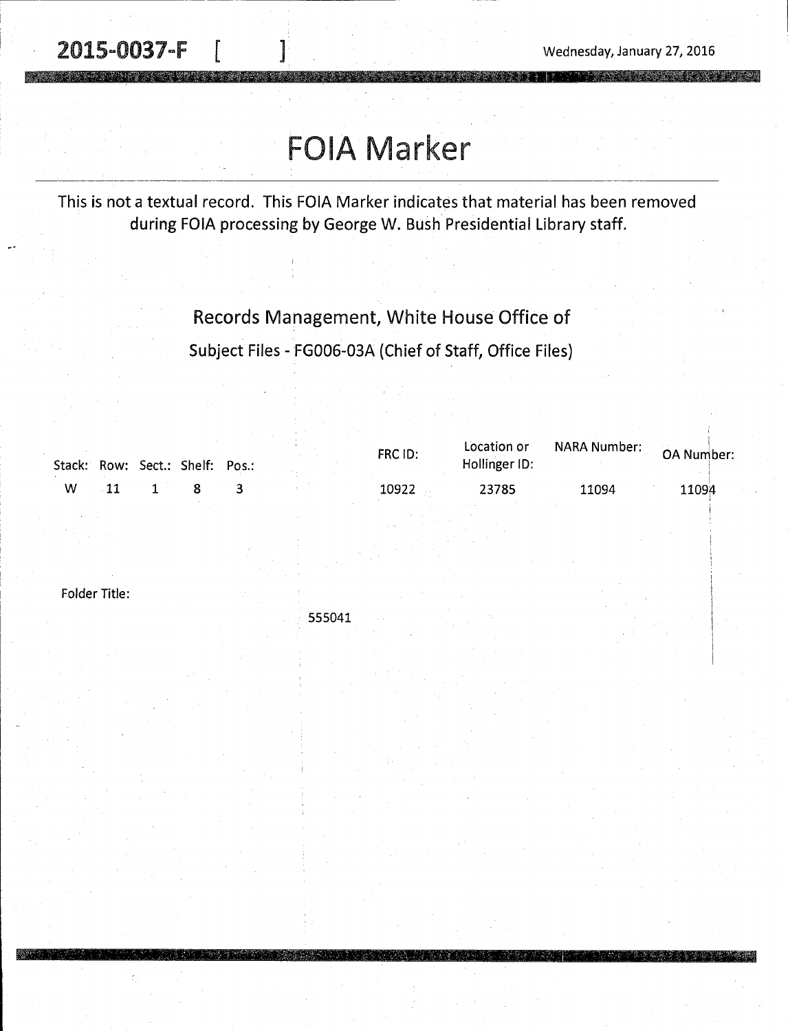2015-0037-F [ ]

Wednesday, January 27, 2016

# FOIA Marker

This is not a textual record. This FOIA Marker indicates that material has been removed during FOIA processing by George W. Bush Presidential Library staff.

## Records Management, White House Office of

Subject Files - FG006-03A (Chief of Staff, Office Files)

| Stack: | Row: | Sect.: | Shelf: | Pos.: | FRC ID: | Location or Hollinger ID: | NARA Number: | OA Number: |
|---|---|---|---|---|---|---|---|---|
| W | 11 | 1 | 8 | 3 | 10922 | 23785 | 11094 | 11094 |

Folder Title:

555041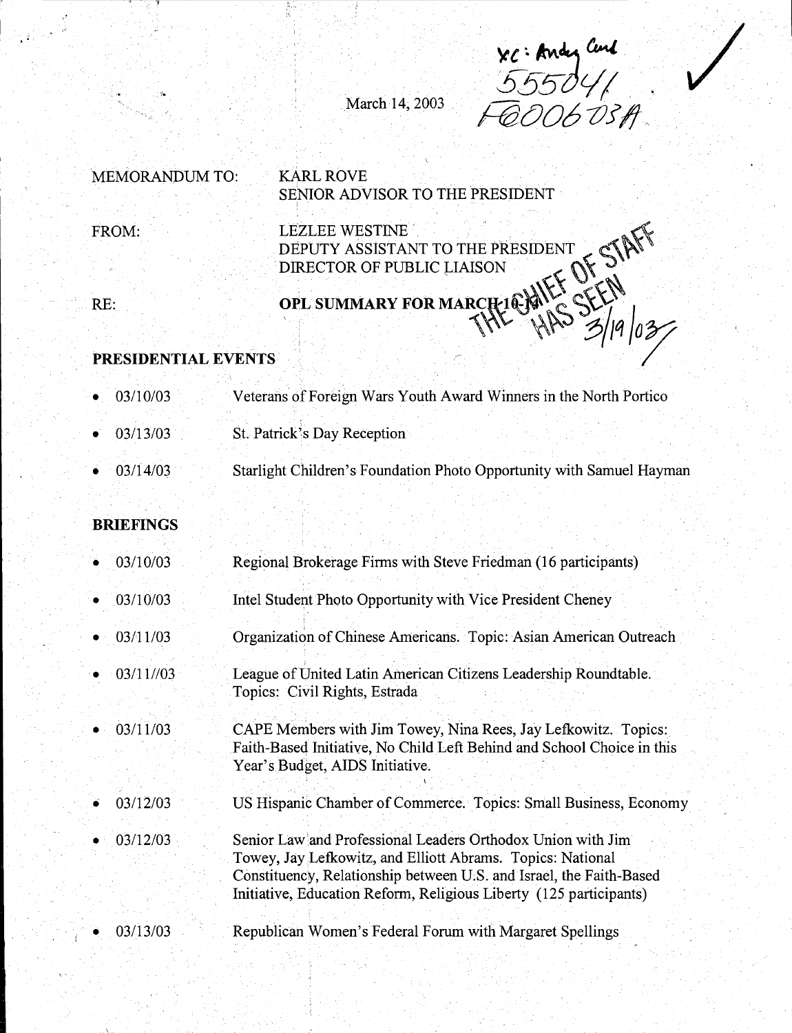xc: Andy Card
555041
FG006-03A

March 14, 2003

MEMORANDUM TO: KARL ROVE
SENIOR ADVISOR TO THE PRESIDENT

FROM: LEZLEE WESTINE
DEPUTY ASSISTANT TO THE PRESIDENT
DIRECTOR OF PUBLIC LIAISON

RE: **OPL SUMMARY FOR MARCH 10-14**

THE CHIEF OF STAFF HAS SEEN 3/19/03

## PRESIDENTIAL EVENTS

- 03/10/03 Veterans of Foreign Wars Youth Award Winners in the North Portico
- 03/13/03 St. Patrick's Day Reception
- 03/14/03 Starlight Children's Foundation Photo Opportunity with Samuel Hayman

## BRIEFINGS

- 03/10/03 Regional Brokerage Firms with Steve Friedman (16 participants)
- 03/10/03 Intel Student Photo Opportunity with Vice President Cheney
- 03/11/03 Organization of Chinese Americans. Topic: Asian American Outreach
- 03/11//03 League of United Latin American Citizens Leadership Roundtable. Topics: Civil Rights, Estrada
- 03/11/03 CAPE Members with Jim Towey, Nina Rees, Jay Lefkowitz. Topics: Faith-Based Initiative, No Child Left Behind and School Choice in this Year's Budget, AIDS Initiative.
- 03/12/03 US Hispanic Chamber of Commerce. Topics: Small Business, Economy
- 03/12/03 Senior Law and Professional Leaders Orthodox Union with Jim Towey, Jay Lefkowitz, and Elliott Abrams. Topics: National Constituency, Relationship between U.S. and Israel, the Faith-Based Initiative, Education Reform, Religious Liberty (125 participants)
- 03/13/03 Republican Women's Federal Forum with Margaret Spellings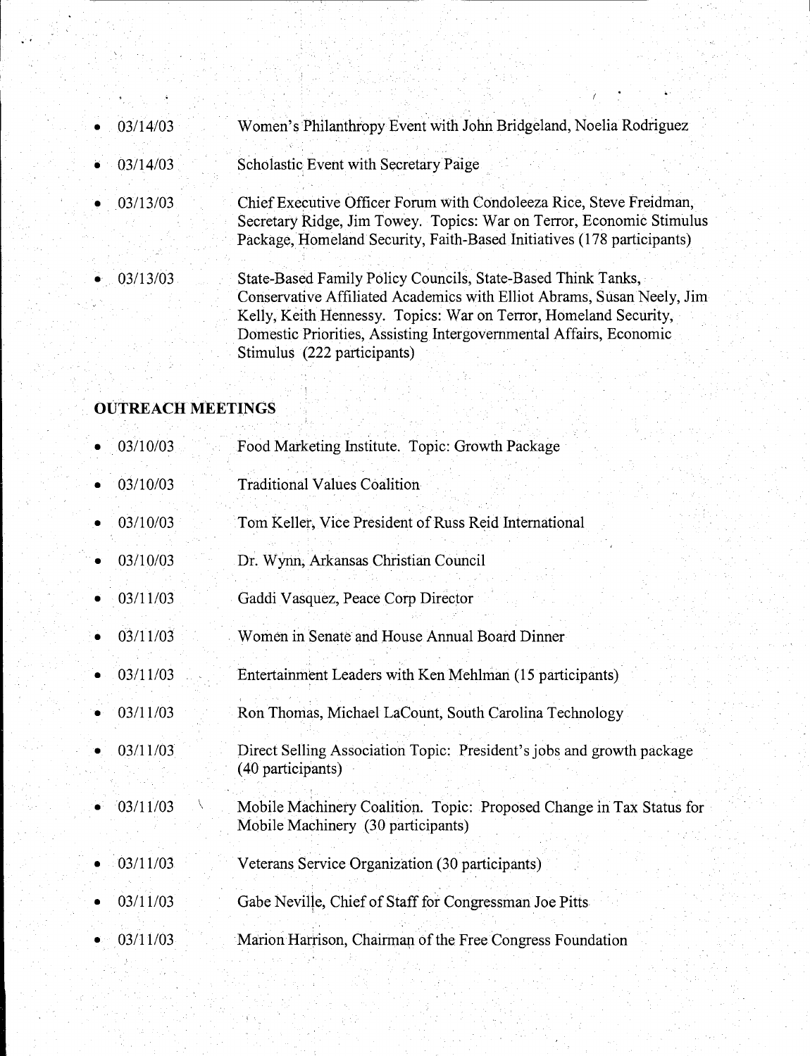- 03/14/03 Women's Philanthropy Event with John Bridgeland, Noelia Rodriguez
- 03/14/03 Scholastic Event with Secretary Paige
- 03/13/03 Chief Executive Officer Forum with Condoleeza Rice, Steve Freidman, Secretary Ridge, Jim Towey. Topics: War on Terror, Economic Stimulus Package, Homeland Security, Faith-Based Initiatives (178 participants)
- 03/13/03 State-Based Family Policy Councils, State-Based Think Tanks, Conservative Affiliated Academics with Elliot Abrams, Susan Neely, Jim Kelly, Keith Hennessy. Topics: War on Terror, Homeland Security, Domestic Priorities, Assisting Intergovernmental Affairs, Economic Stimulus (222 participants)

## OUTREACH MEETINGS

- 03/10/03 Food Marketing Institute. Topic: Growth Package
- 03/10/03 Traditional Values Coalition
- 03/10/03 Tom Keller, Vice President of Russ Reid International
- 03/10/03 Dr. Wynn, Arkansas Christian Council
- 03/11/03 Gaddi Vasquez, Peace Corp Director
- 03/11/03 Women in Senate and House Annual Board Dinner
- 03/11/03 Entertainment Leaders with Ken Mehlman (15 participants)
- 03/11/03 Ron Thomas, Michael LaCount, South Carolina Technology
- 03/11/03 Direct Selling Association Topic: President's jobs and growth package (40 participants)
- 03/11/03 Mobile Machinery Coalition. Topic: Proposed Change in Tax Status for Mobile Machinery (30 participants)
- 03/11/03 Veterans Service Organization (30 participants)
- 03/11/03 Gabe Neville, Chief of Staff for Congressman Joe Pitts
- 03/11/03 Marion Harrison, Chairman of the Free Congress Foundation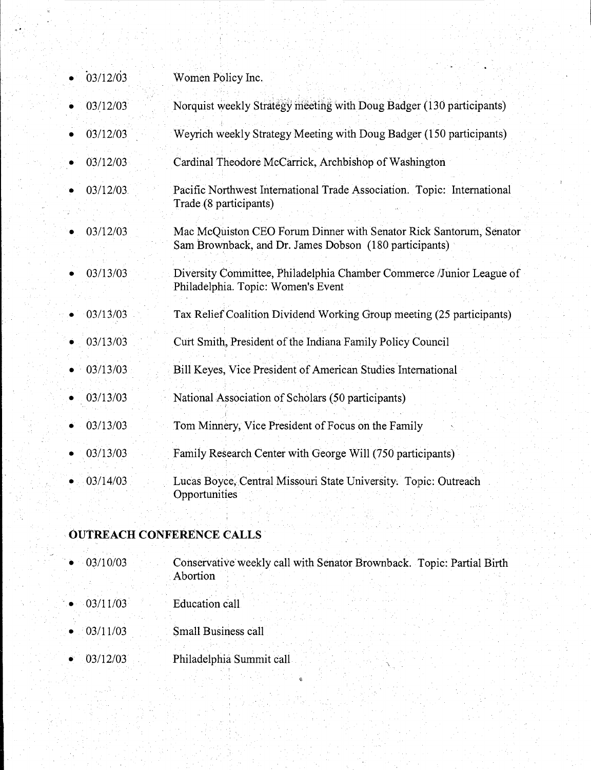- 03/12/03 Women Policy Inc.
- 03/12/03 Norquist weekly Strategy meeting with Doug Badger (130 participants)
- 03/12/03 Weyrich weekly Strategy Meeting with Doug Badger (150 participants)
- 03/12/03 Cardinal Theodore McCarrick, Archbishop of Washington
- 03/12/03 Pacific Northwest International Trade Association. Topic: International Trade (8 participants)
- 03/12/03 Mac McQuiston CEO Forum Dinner with Senator Rick Santorum, Senator Sam Brownback, and Dr. James Dobson (180 participants)
- 03/13/03 Diversity Committee, Philadelphia Chamber Commerce /Junior League of Philadelphia. Topic: Women's Event
- 03/13/03 Tax Relief Coalition Dividend Working Group meeting (25 participants)
- 03/13/03 Curt Smith, President of the Indiana Family Policy Council
- 03/13/03 Bill Keyes, Vice President of American Studies International
- 03/13/03 National Association of Scholars (50 participants)
- 03/13/03 Tom Minnery, Vice President of Focus on the Family
- 03/13/03 Family Research Center with George Will (750 participants)
- 03/14/03 Lucas Boyce, Central Missouri State University. Topic: Outreach Opportunities

## OUTREACH CONFERENCE CALLS

- 03/10/03 Conservative weekly call with Senator Brownback. Topic: Partial Birth Abortion
- 03/11/03 Education call
- 03/11/03 Small Business call
- 03/12/03 Philadelphia Summit call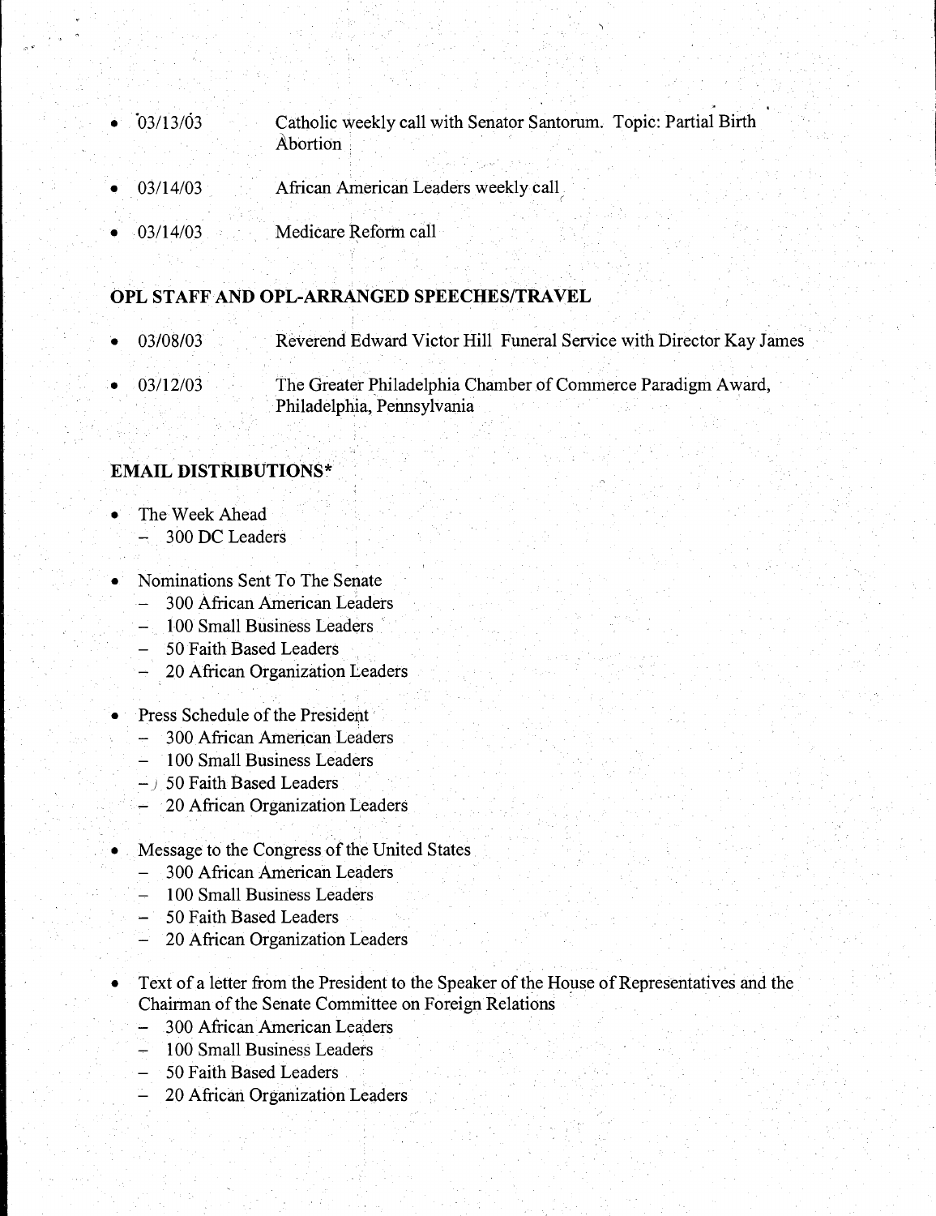- 03/13/03 Catholic weekly call with Senator Santorum. Topic: Partial Birth Abortion

- 03/14/03 African American Leaders weekly call

- 03/14/03 Medicare Reform call

## OPL STAFF AND OPL-ARRANGED SPEECHES/TRAVEL

- 03/08/03 Reverend Edward Victor Hill Funeral Service with Director Kay James

- 03/12/03 The Greater Philadelphia Chamber of Commerce Paradigm Award, Philadelphia, Pennsylvania

## EMAIL DISTRIBUTIONS*

- The Week Ahead
  - 300 DC Leaders

- Nominations Sent To The Senate
  - 300 African American Leaders
  - 100 Small Business Leaders
  - 50 Faith Based Leaders
  - 20 African Organization Leaders

- Press Schedule of the President
  - 300 African American Leaders
  - 100 Small Business Leaders
  - 50 Faith Based Leaders
  - 20 African Organization Leaders

- Message to the Congress of the United States
  - 300 African American Leaders
  - 100 Small Business Leaders
  - 50 Faith Based Leaders
  - 20 African Organization Leaders

- Text of a letter from the President to the Speaker of the House of Representatives and the Chairman of the Senate Committee on Foreign Relations
  - 300 African American Leaders
  - 100 Small Business Leaders
  - 50 Faith Based Leaders
  - 20 African Organization Leaders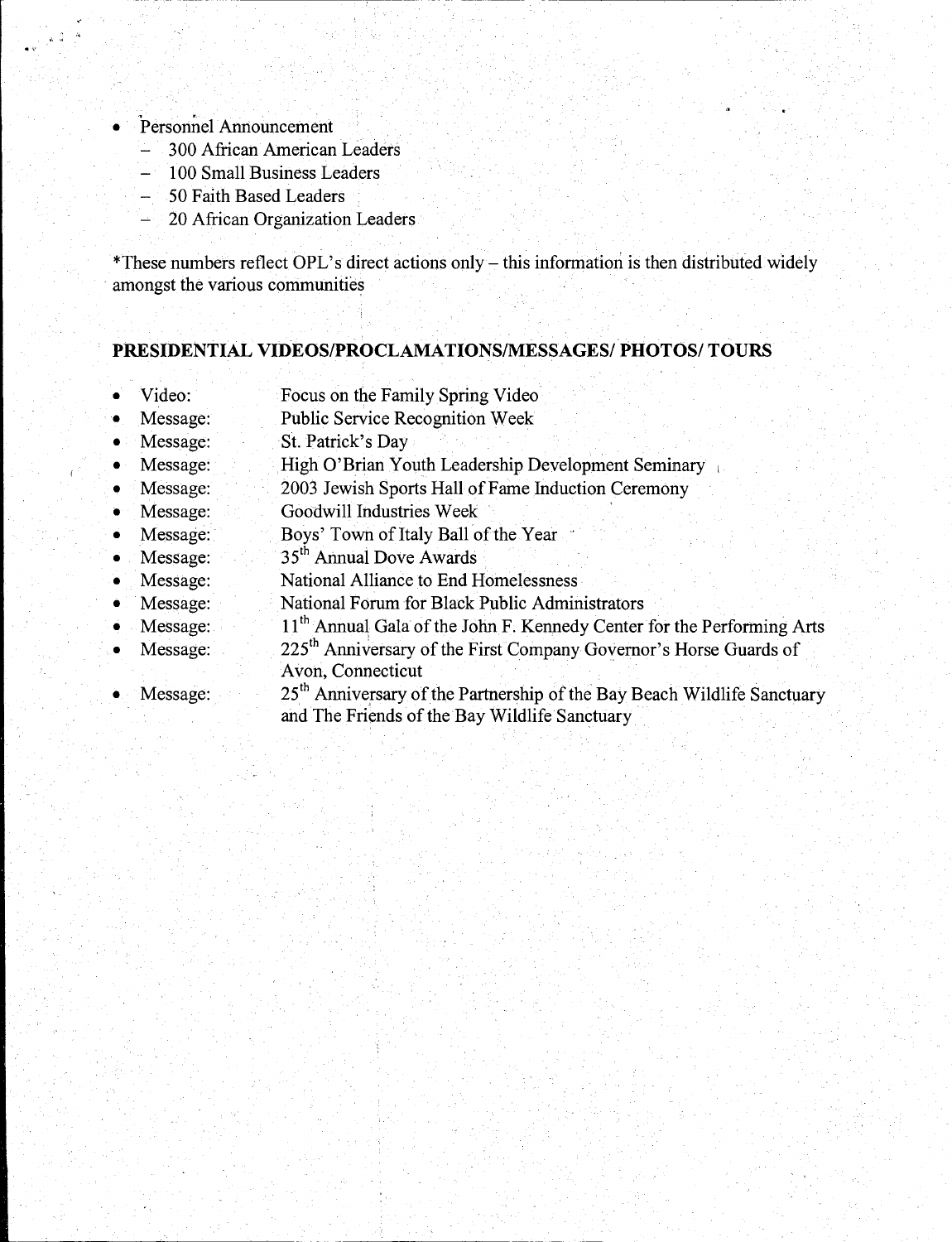- Personnel Announcement
  - 300 African American Leaders
  - 100 Small Business Leaders
  - 50 Faith Based Leaders
  - 20 African Organization Leaders

*These numbers reflect OPL's direct actions only – this information is then distributed widely amongst the various communities

## PRESIDENTIAL VIDEOS/PROCLAMATIONS/MESSAGES/ PHOTOS/ TOURS

- Video: Focus on the Family Spring Video
- Message: Public Service Recognition Week
- Message: St. Patrick's Day
- Message: High O'Brian Youth Leadership Development Seminary
- Message: 2003 Jewish Sports Hall of Fame Induction Ceremony
- Message: Goodwill Industries Week
- Message: Boys' Town of Italy Ball of the Year
- Message: 35th Annual Dove Awards
- Message: National Alliance to End Homelessness
- Message: National Forum for Black Public Administrators
- Message: 11th Annual Gala of the John F. Kennedy Center for the Performing Arts
- Message: 225th Anniversary of the First Company Governor's Horse Guards of Avon, Connecticut
- Message: 25th Anniversary of the Partnership of the Bay Beach Wildlife Sanctuary and The Friends of the Bay Wildlife Sanctuary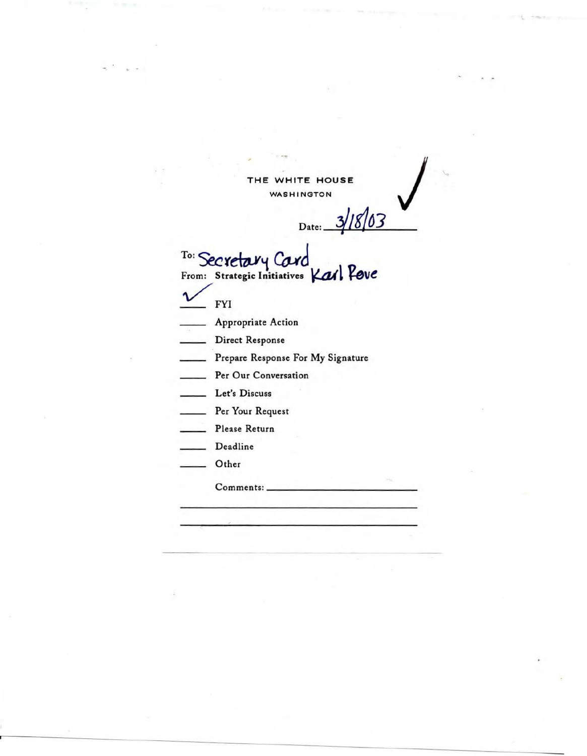THE WHITE HOUSE

WASHINGTON

Date: 3/18/03

To: Secretary Card

From: Strategic Initiatives Karl Rove

✓ FYI

\_\_\_\_ Appropriate Action

\_\_\_\_ Direct Response

\_\_\_\_ Prepare Response For My Signature

\_\_\_\_ Per Our Conversation

\_\_\_\_ Let's Discuss

\_\_\_\_ Per Your Request

\_\_\_\_ Please Return

\_\_\_\_ Deadline

\_\_\_\_ Other

Comments: \_\_\_\_\_\_\_\_\_\_\_\_\_\_\_\_\_\_\_\_\_\_\_\_\_\_